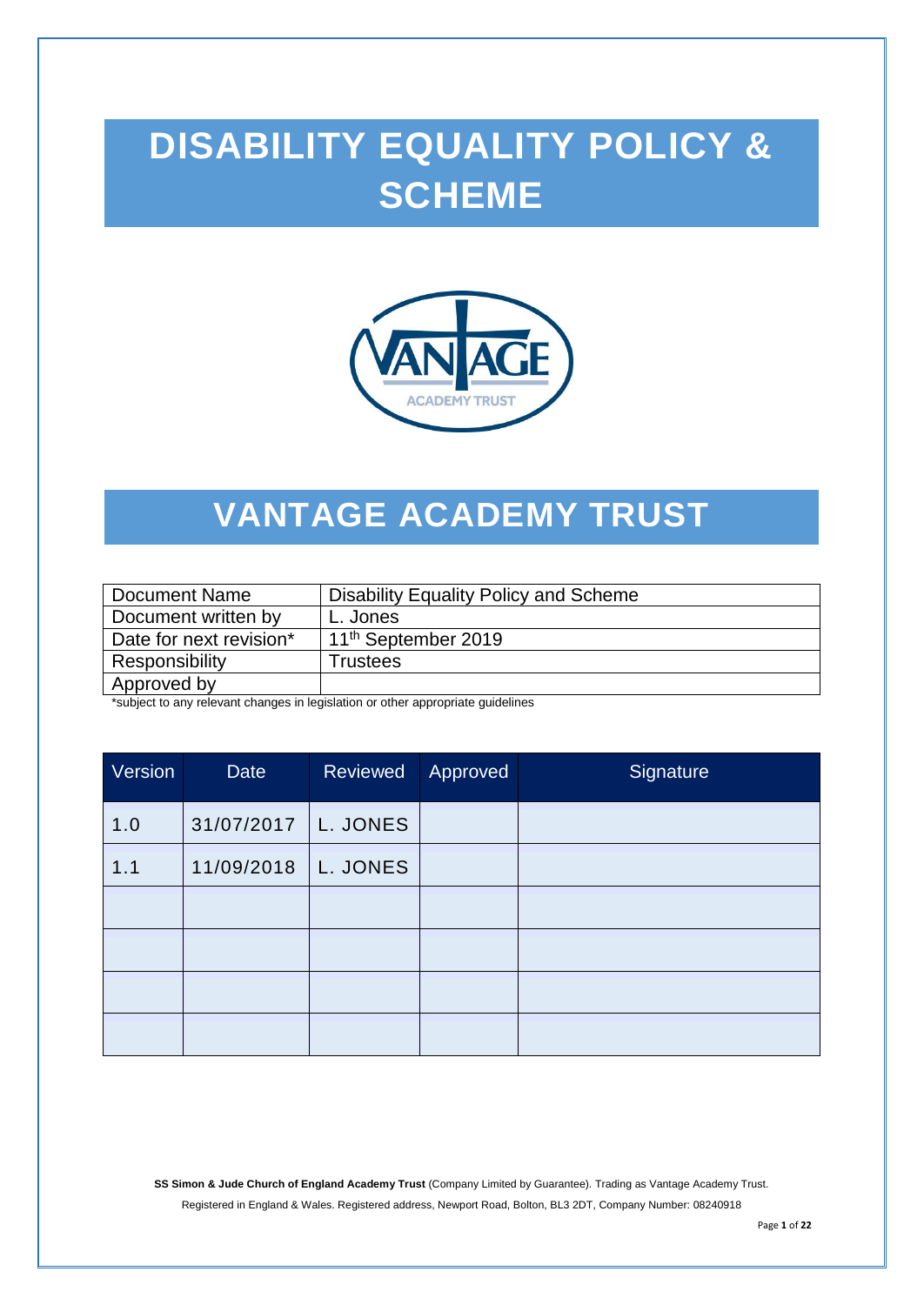# DISABILITY EQUALITY POLICY & SCHEME

# VANTAGE ACADEMY TRUST

| Document Name | Disability Equality Policy and Scheme |
|---|---|
| Document written by | L. Jones |
| Date for next revision* | 11th September 2019 |
| Responsibility | Trustees |
| Approved by | |

*subject to any relevant changes in legislation or other appropriate guidelines

| Version | Date | Reviewed | Approved | Signature |
|---|---|---|---|---|
| 1.0 | 31/07/2017 | L. JONES | | |
| 1.1 | 11/09/2018 | L. JONES | | |
| | | | | |
| | | | | |
| | | | | |
| | | | | |

**SS Simon & Jude Church of England Academy Trust** (Company Limited by Guarantee). Trading as Vantage Academy Trust.

Registered in England & Wales. Registered address, Newport Road, Bolton, BL3 2DT, Company Number: 08240918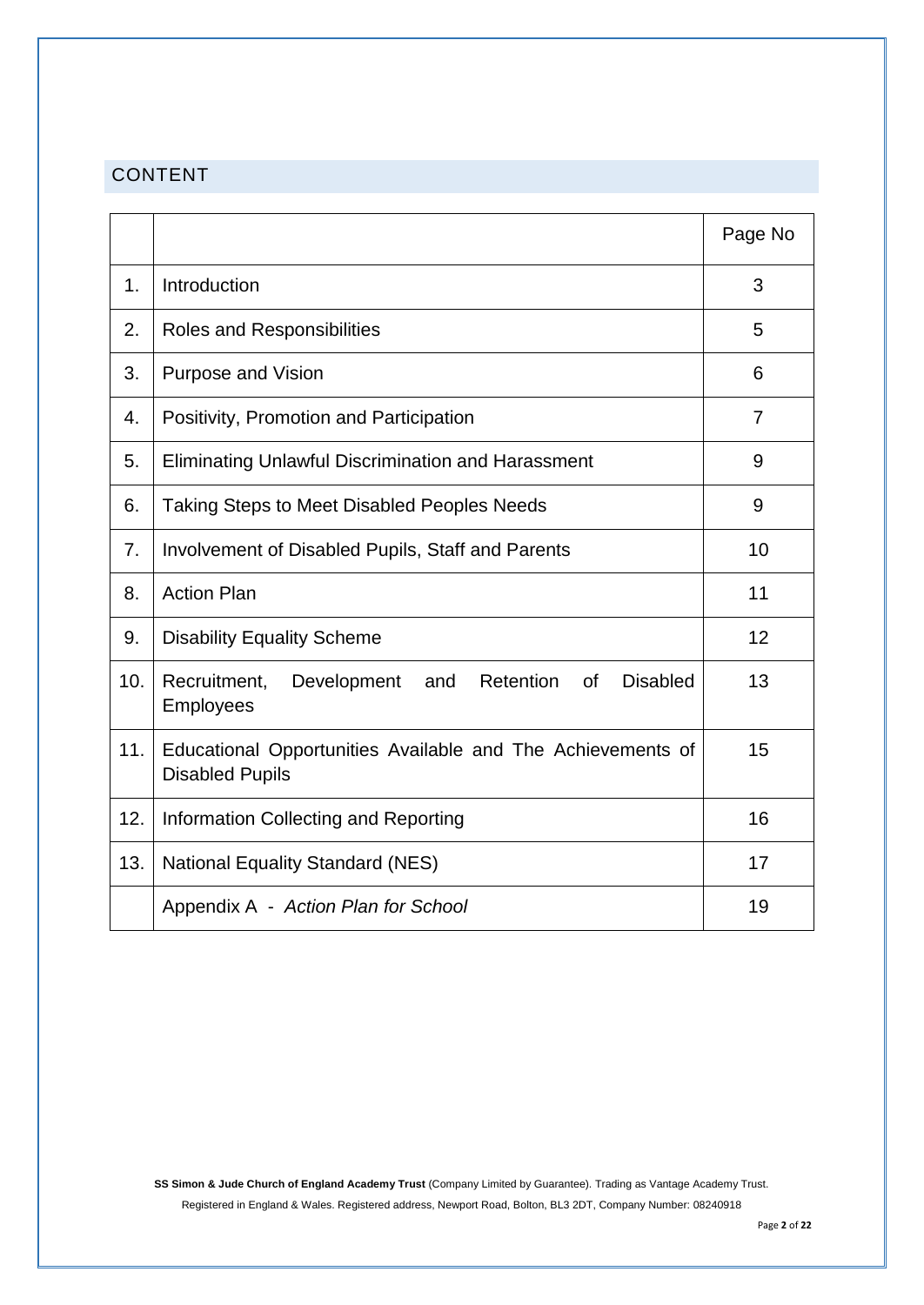## CONTENT

| | | Page No |
|---|---|---|
| 1. | Introduction | 3 |
| 2. | Roles and Responsibilities | 5 |
| 3. | Purpose and Vision | 6 |
| 4. | Positivity, Promotion and Participation | 7 |
| 5. | Eliminating Unlawful Discrimination and Harassment | 9 |
| 6. | Taking Steps to Meet Disabled Peoples Needs | 9 |
| 7. | Involvement of Disabled Pupils, Staff and Parents | 10 |
| 8. | Action Plan | 11 |
| 9. | Disability Equality Scheme | 12 |
| 10. | Recruitment, Development and Retention of Disabled Employees | 13 |
| 11. | Educational Opportunities Available and The Achievements of Disabled Pupils | 15 |
| 12. | Information Collecting and Reporting | 16 |
| 13. | National Equality Standard (NES) | 17 |
| | Appendix A - *Action Plan for School* | 19 |

**SS Simon & Jude Church of England Academy Trust** (Company Limited by Guarantee). Trading as Vantage Academy Trust.
Registered in England & Wales. Registered address, Newport Road, Bolton, BL3 2DT, Company Number: 08240918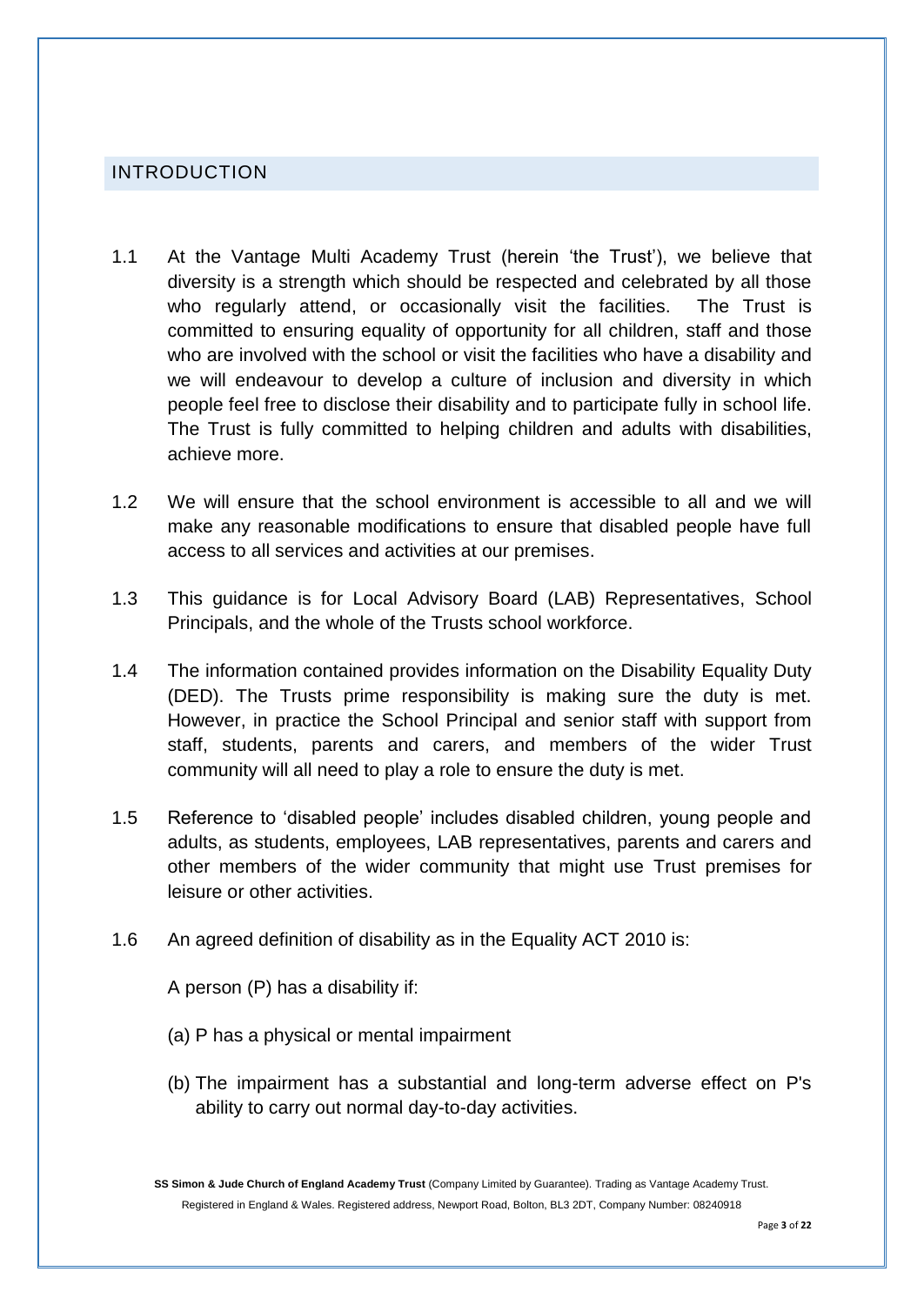## INTRODUCTION

1.1 At the Vantage Multi Academy Trust (herein 'the Trust'), we believe that diversity is a strength which should be respected and celebrated by all those who regularly attend, or occasionally visit the facilities. The Trust is committed to ensuring equality of opportunity for all children, staff and those who are involved with the school or visit the facilities who have a disability and we will endeavour to develop a culture of inclusion and diversity in which people feel free to disclose their disability and to participate fully in school life. The Trust is fully committed to helping children and adults with disabilities, achieve more.

1.2 We will ensure that the school environment is accessible to all and we will make any reasonable modifications to ensure that disabled people have full access to all services and activities at our premises.

1.3 This guidance is for Local Advisory Board (LAB) Representatives, School Principals, and the whole of the Trusts school workforce.

1.4 The information contained provides information on the Disability Equality Duty (DED). The Trusts prime responsibility is making sure the duty is met. However, in practice the School Principal and senior staff with support from staff, students, parents and carers, and members of the wider Trust community will all need to play a role to ensure the duty is met.

1.5 Reference to 'disabled people' includes disabled children, young people and adults, as students, employees, LAB representatives, parents and carers and other members of the wider community that might use Trust premises for leisure or other activities.

1.6 An agreed definition of disability as in the Equality ACT 2010 is:

A person (P) has a disability if:

(a) P has a physical or mental impairment

(b) The impairment has a substantial and long-term adverse effect on P's ability to carry out normal day-to-day activities.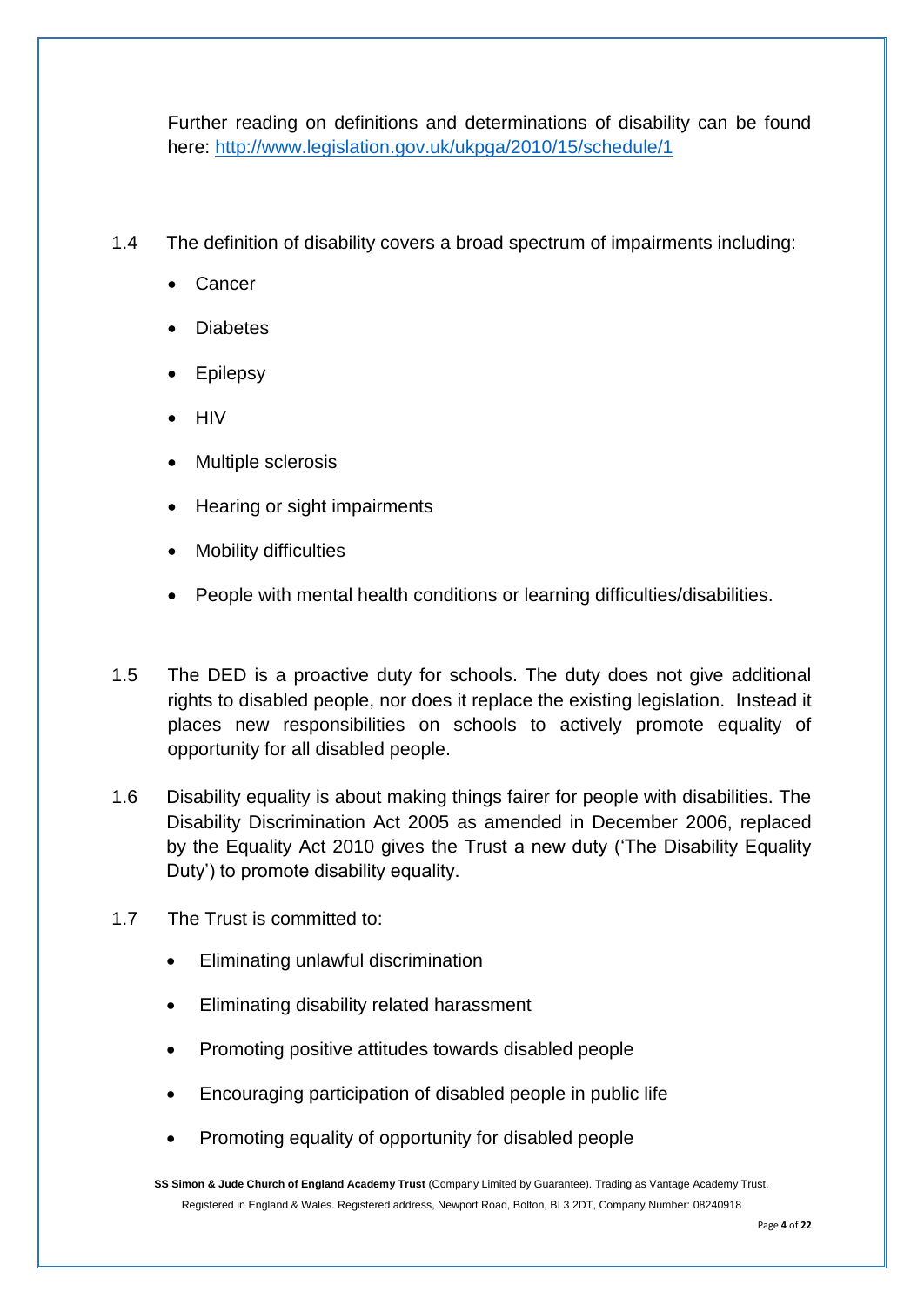Further reading on definitions and determinations of disability can be found here: [http://www.legislation.gov.uk/ukpga/2010/15/schedule/1](http://www.legislation.gov.uk/ukpga/2010/15/schedule/1)

1.4 The definition of disability covers a broad spectrum of impairments including:

- Cancer
- Diabetes
- Epilepsy
- HIV
- Multiple sclerosis
- Hearing or sight impairments
- Mobility difficulties
- People with mental health conditions or learning difficulties/disabilities.

1.5 The DED is a proactive duty for schools. The duty does not give additional rights to disabled people, nor does it replace the existing legislation. Instead it places new responsibilities on schools to actively promote equality of opportunity for all disabled people.

1.6 Disability equality is about making things fairer for people with disabilities. The Disability Discrimination Act 2005 as amended in December 2006, replaced by the Equality Act 2010 gives the Trust a new duty ('The Disability Equality Duty') to promote disability equality.

1.7 The Trust is committed to:

- Eliminating unlawful discrimination
- Eliminating disability related harassment
- Promoting positive attitudes towards disabled people
- Encouraging participation of disabled people in public life
- Promoting equality of opportunity for disabled people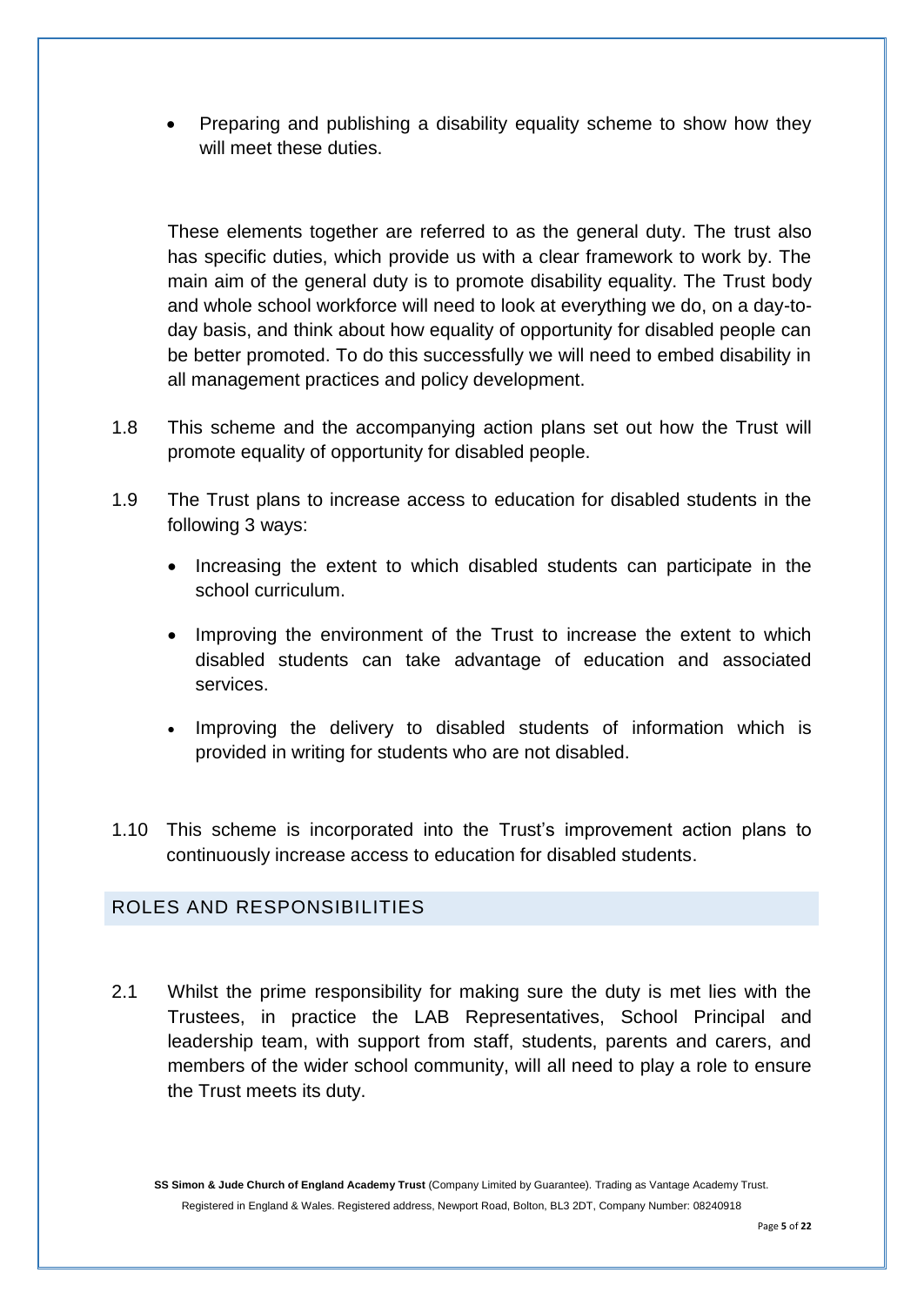- Preparing and publishing a disability equality scheme to show how they will meet these duties.

These elements together are referred to as the general duty. The trust also has specific duties, which provide us with a clear framework to work by. The main aim of the general duty is to promote disability equality. The Trust body and whole school workforce will need to look at everything we do, on a day-to-day basis, and think about how equality of opportunity for disabled people can be better promoted. To do this successfully we will need to embed disability in all management practices and policy development.

1.8 This scheme and the accompanying action plans set out how the Trust will promote equality of opportunity for disabled people.

1.9 The Trust plans to increase access to education for disabled students in the following 3 ways:

- Increasing the extent to which disabled students can participate in the school curriculum.
- Improving the environment of the Trust to increase the extent to which disabled students can take advantage of education and associated services.
- Improving the delivery to disabled students of information which is provided in writing for students who are not disabled.

1.10 This scheme is incorporated into the Trust's improvement action plans to continuously increase access to education for disabled students.

## ROLES AND RESPONSIBILITIES

2.1 Whilst the prime responsibility for making sure the duty is met lies with the Trustees, in practice the LAB Representatives, School Principal and leadership team, with support from staff, students, parents and carers, and members of the wider school community, will all need to play a role to ensure the Trust meets its duty.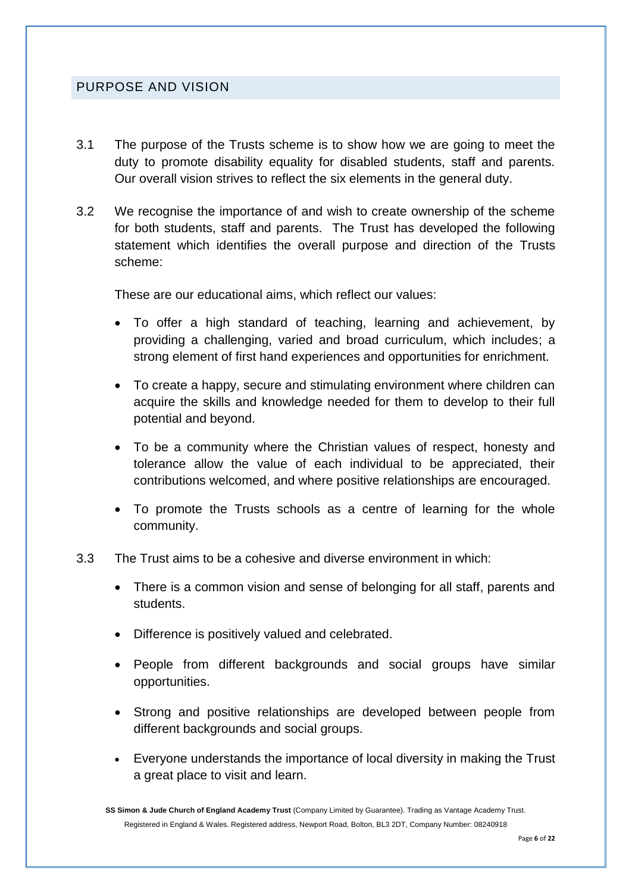## PURPOSE AND VISION

3.1 The purpose of the Trusts scheme is to show how we are going to meet the duty to promote disability equality for disabled students, staff and parents. Our overall vision strives to reflect the six elements in the general duty.

3.2 We recognise the importance of and wish to create ownership of the scheme for both students, staff and parents. The Trust has developed the following statement which identifies the overall purpose and direction of the Trusts scheme:

These are our educational aims, which reflect our values:

- To offer a high standard of teaching, learning and achievement, by providing a challenging, varied and broad curriculum, which includes; a strong element of first hand experiences and opportunities for enrichment.
- To create a happy, secure and stimulating environment where children can acquire the skills and knowledge needed for them to develop to their full potential and beyond.
- To be a community where the Christian values of respect, honesty and tolerance allow the value of each individual to be appreciated, their contributions welcomed, and where positive relationships are encouraged.
- To promote the Trusts schools as a centre of learning for the whole community.

3.3 The Trust aims to be a cohesive and diverse environment in which:

- There is a common vision and sense of belonging for all staff, parents and students.
- Difference is positively valued and celebrated.
- People from different backgrounds and social groups have similar opportunities.
- Strong and positive relationships are developed between people from different backgrounds and social groups.
- Everyone understands the importance of local diversity in making the Trust a great place to visit and learn.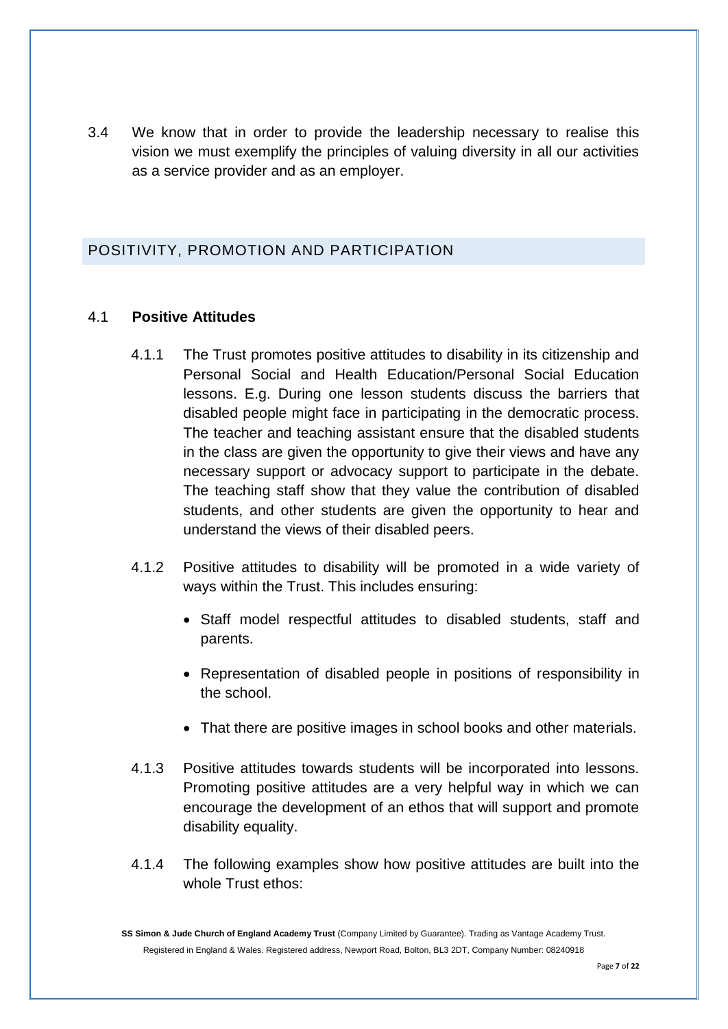3.4 We know that in order to provide the leadership necessary to realise this vision we must exemplify the principles of valuing diversity in all our activities as a service provider and as an employer.

## POSITIVITY, PROMOTION AND PARTICIPATION

### 4.1 **Positive Attitudes**

4.1.1 The Trust promotes positive attitudes to disability in its citizenship and Personal Social and Health Education/Personal Social Education lessons. E.g. During one lesson students discuss the barriers that disabled people might face in participating in the democratic process. The teacher and teaching assistant ensure that the disabled students in the class are given the opportunity to give their views and have any necessary support or advocacy support to participate in the debate. The teaching staff show that they value the contribution of disabled students, and other students are given the opportunity to hear and understand the views of their disabled peers.

4.1.2 Positive attitudes to disability will be promoted in a wide variety of ways within the Trust. This includes ensuring:

- Staff model respectful attitudes to disabled students, staff and parents.
- Representation of disabled people in positions of responsibility in the school.
- That there are positive images in school books and other materials.

4.1.3 Positive attitudes towards students will be incorporated into lessons. Promoting positive attitudes are a very helpful way in which we can encourage the development of an ethos that will support and promote disability equality.

4.1.4 The following examples show how positive attitudes are built into the whole Trust ethos: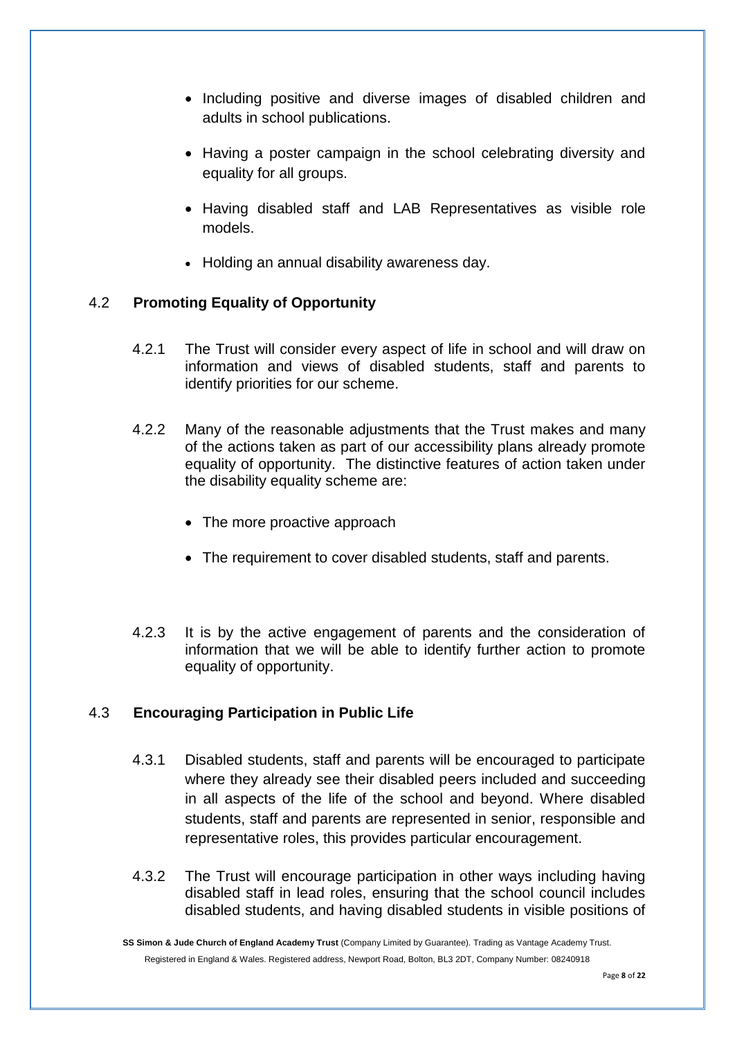- Including positive and diverse images of disabled children and adults in school publications.
- Having a poster campaign in the school celebrating diversity and equality for all groups.
- Having disabled staff and LAB Representatives as visible role models.
- Holding an annual disability awareness day.

## 4.2 Promoting Equality of Opportunity

4.2.1 The Trust will consider every aspect of life in school and will draw on information and views of disabled students, staff and parents to identify priorities for our scheme.

4.2.2 Many of the reasonable adjustments that the Trust makes and many of the actions taken as part of our accessibility plans already promote equality of opportunity. The distinctive features of action taken under the disability equality scheme are:

- The more proactive approach
- The requirement to cover disabled students, staff and parents.

4.2.3 It is by the active engagement of parents and the consideration of information that we will be able to identify further action to promote equality of opportunity.

## 4.3 Encouraging Participation in Public Life

4.3.1 Disabled students, staff and parents will be encouraged to participate where they already see their disabled peers included and succeeding in all aspects of the life of the school and beyond. Where disabled students, staff and parents are represented in senior, responsible and representative roles, this provides particular encouragement.

4.3.2 The Trust will encourage participation in other ways including having disabled staff in lead roles, ensuring that the school council includes disabled students, and having disabled students in visible positions of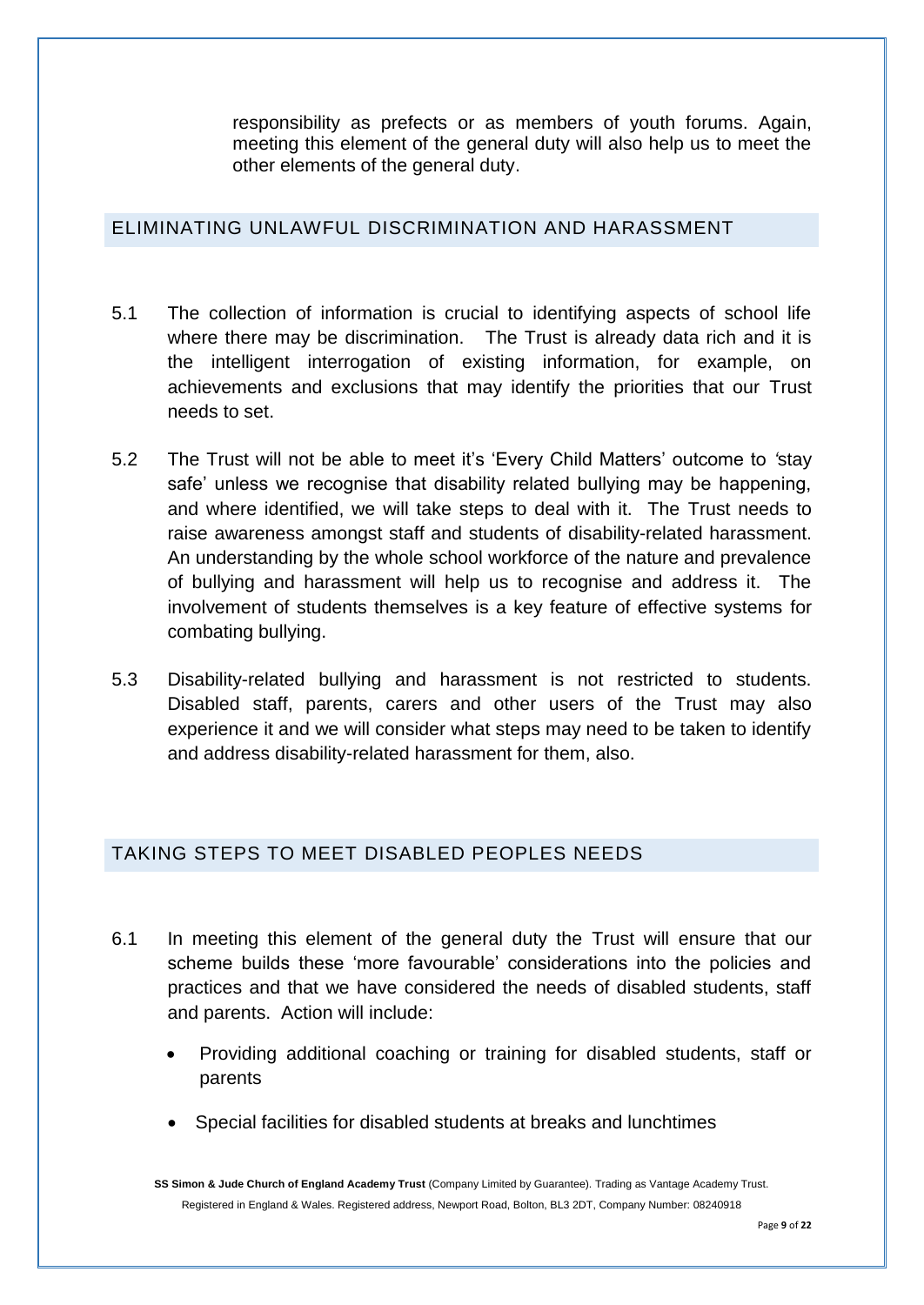responsibility as prefects or as members of youth forums. Again, meeting this element of the general duty will also help us to meet the other elements of the general duty.

## ELIMINATING UNLAWFUL DISCRIMINATION AND HARASSMENT

5.1 The collection of information is crucial to identifying aspects of school life where there may be discrimination. The Trust is already data rich and it is the intelligent interrogation of existing information, for example, on achievements and exclusions that may identify the priorities that our Trust needs to set.

5.2 The Trust will not be able to meet it's 'Every Child Matters' outcome to 'stay safe' unless we recognise that disability related bullying may be happening, and where identified, we will take steps to deal with it. The Trust needs to raise awareness amongst staff and students of disability-related harassment. An understanding by the whole school workforce of the nature and prevalence of bullying and harassment will help us to recognise and address it. The involvement of students themselves is a key feature of effective systems for combating bullying.

5.3 Disability-related bullying and harassment is not restricted to students. Disabled staff, parents, carers and other users of the Trust may also experience it and we will consider what steps may need to be taken to identify and address disability-related harassment for them, also.

## TAKING STEPS TO MEET DISABLED PEOPLES NEEDS

6.1 In meeting this element of the general duty the Trust will ensure that our scheme builds these 'more favourable' considerations into the policies and practices and that we have considered the needs of disabled students, staff and parents. Action will include:

- Providing additional coaching or training for disabled students, staff or parents
- Special facilities for disabled students at breaks and lunchtimes

**SS Simon & Jude Church of England Academy Trust** (Company Limited by Guarantee). Trading as Vantage Academy Trust. Registered in England & Wales. Registered address, Newport Road, Bolton, BL3 2DT, Company Number: 08240918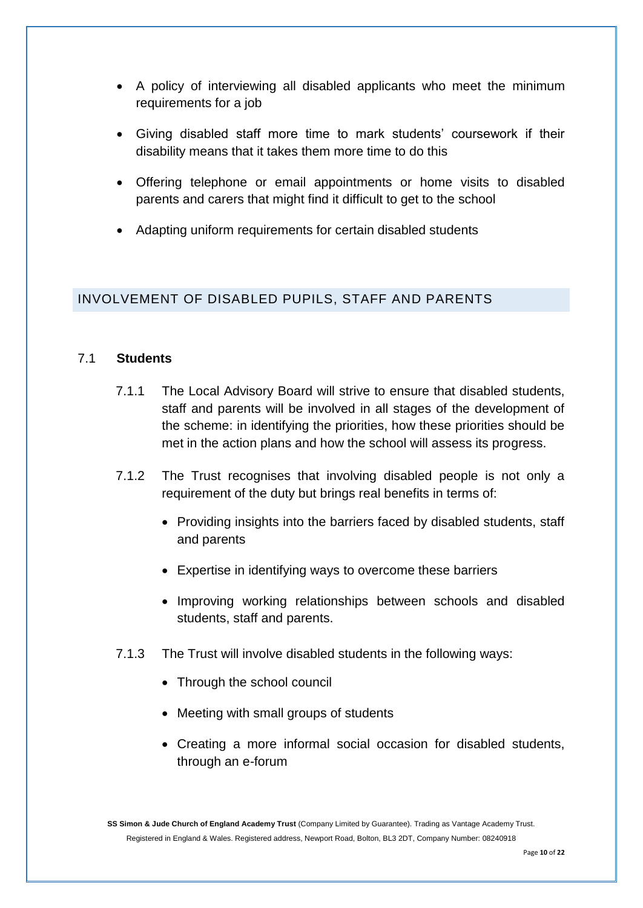- A policy of interviewing all disabled applicants who meet the minimum requirements for a job
- Giving disabled staff more time to mark students' coursework if their disability means that it takes them more time to do this
- Offering telephone or email appointments or home visits to disabled parents and carers that might find it difficult to get to the school
- Adapting uniform requirements for certain disabled students

## INVOLVEMENT OF DISABLED PUPILS, STAFF AND PARENTS

### 7.1 **Students**

7.1.1 The Local Advisory Board will strive to ensure that disabled students, staff and parents will be involved in all stages of the development of the scheme: in identifying the priorities, how these priorities should be met in the action plans and how the school will assess its progress.

7.1.2 The Trust recognises that involving disabled people is not only a requirement of the duty but brings real benefits in terms of:

- Providing insights into the barriers faced by disabled students, staff and parents
- Expertise in identifying ways to overcome these barriers
- Improving working relationships between schools and disabled students, staff and parents.

7.1.3 The Trust will involve disabled students in the following ways:

- Through the school council
- Meeting with small groups of students
- Creating a more informal social occasion for disabled students, through an e-forum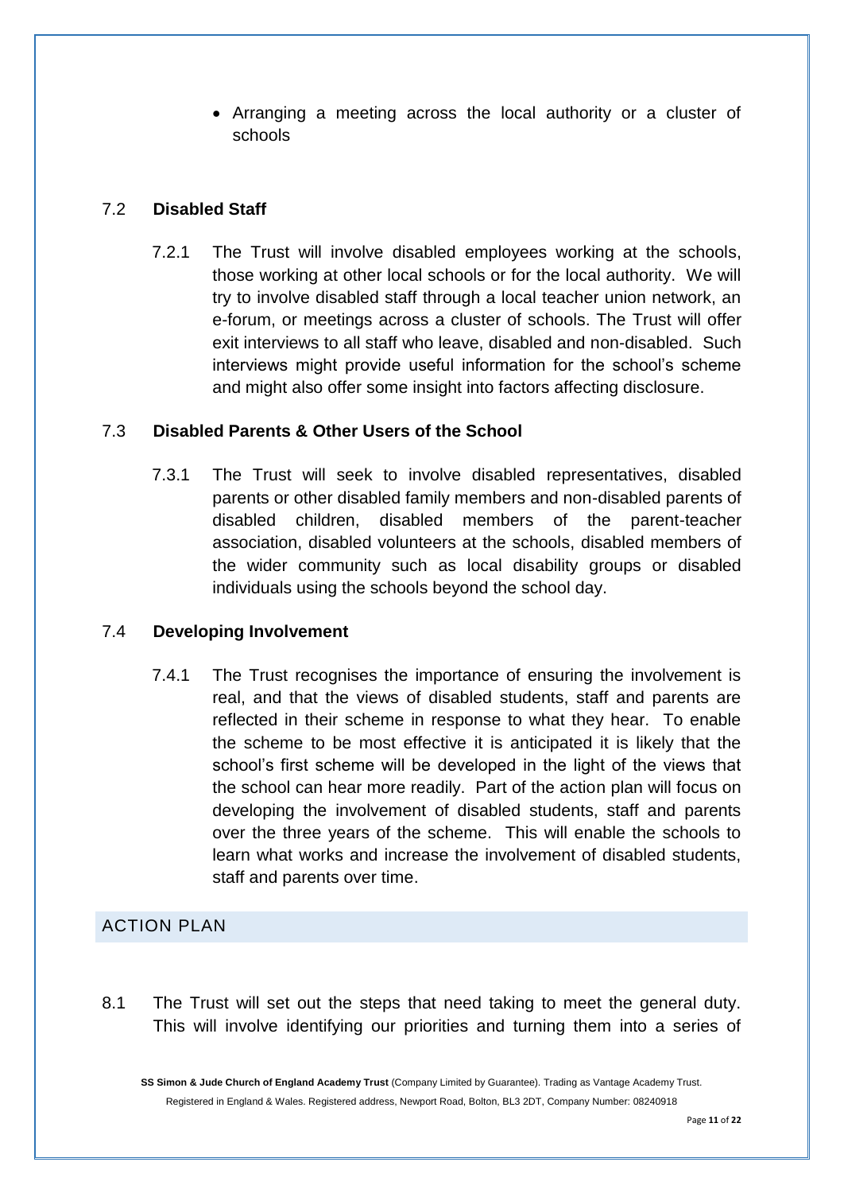- Arranging a meeting across the local authority or a cluster of schools

### 7.2 Disabled Staff

7.2.1 The Trust will involve disabled employees working at the schools, those working at other local schools or for the local authority. We will try to involve disabled staff through a local teacher union network, an e-forum, or meetings across a cluster of schools. The Trust will offer exit interviews to all staff who leave, disabled and non-disabled. Such interviews might provide useful information for the school's scheme and might also offer some insight into factors affecting disclosure.

### 7.3 Disabled Parents & Other Users of the School

7.3.1 The Trust will seek to involve disabled representatives, disabled parents or other disabled family members and non-disabled parents of disabled children, disabled members of the parent-teacher association, disabled volunteers at the schools, disabled members of the wider community such as local disability groups or disabled individuals using the schools beyond the school day.

### 7.4 Developing Involvement

7.4.1 The Trust recognises the importance of ensuring the involvement is real, and that the views of disabled students, staff and parents are reflected in their scheme in response to what they hear. To enable the scheme to be most effective it is anticipated it is likely that the school's first scheme will be developed in the light of the views that the school can hear more readily. Part of the action plan will focus on developing the involvement of disabled students, staff and parents over the three years of the scheme. This will enable the schools to learn what works and increase the involvement of disabled students, staff and parents over time.

## ACTION PLAN

8.1 The Trust will set out the steps that need taking to meet the general duty. This will involve identifying our priorities and turning them into a series of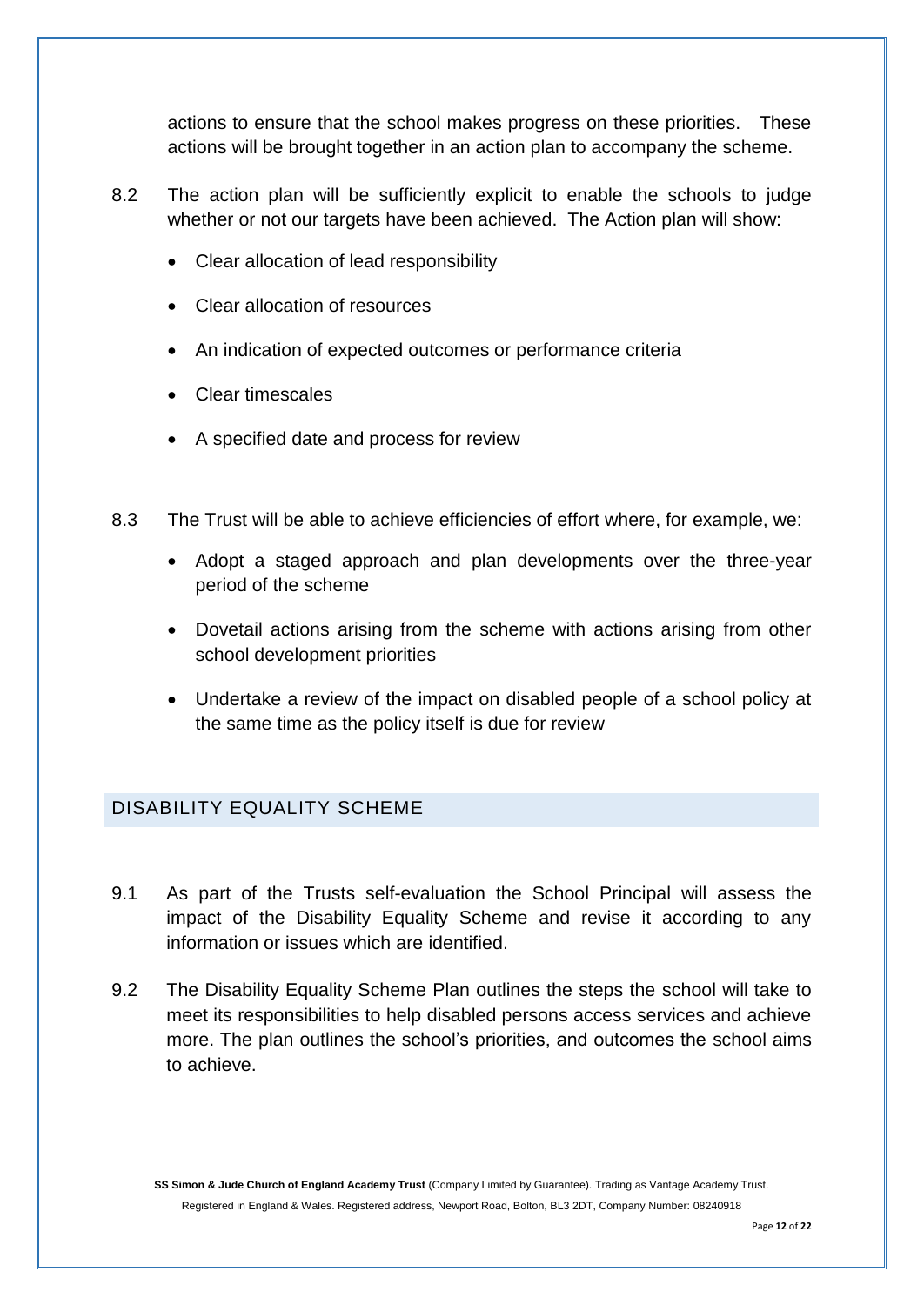actions to ensure that the school makes progress on these priorities. These actions will be brought together in an action plan to accompany the scheme.

8.2 The action plan will be sufficiently explicit to enable the schools to judge whether or not our targets have been achieved. The Action plan will show:

- Clear allocation of lead responsibility
- Clear allocation of resources
- An indication of expected outcomes or performance criteria
- Clear timescales
- A specified date and process for review

8.3 The Trust will be able to achieve efficiencies of effort where, for example, we:

- Adopt a staged approach and plan developments over the three-year period of the scheme
- Dovetail actions arising from the scheme with actions arising from other school development priorities
- Undertake a review of the impact on disabled people of a school policy at the same time as the policy itself is due for review

## DISABILITY EQUALITY SCHEME

9.1 As part of the Trusts self-evaluation the School Principal will assess the impact of the Disability Equality Scheme and revise it according to any information or issues which are identified.

9.2 The Disability Equality Scheme Plan outlines the steps the school will take to meet its responsibilities to help disabled persons access services and achieve more. The plan outlines the school's priorities, and outcomes the school aims to achieve.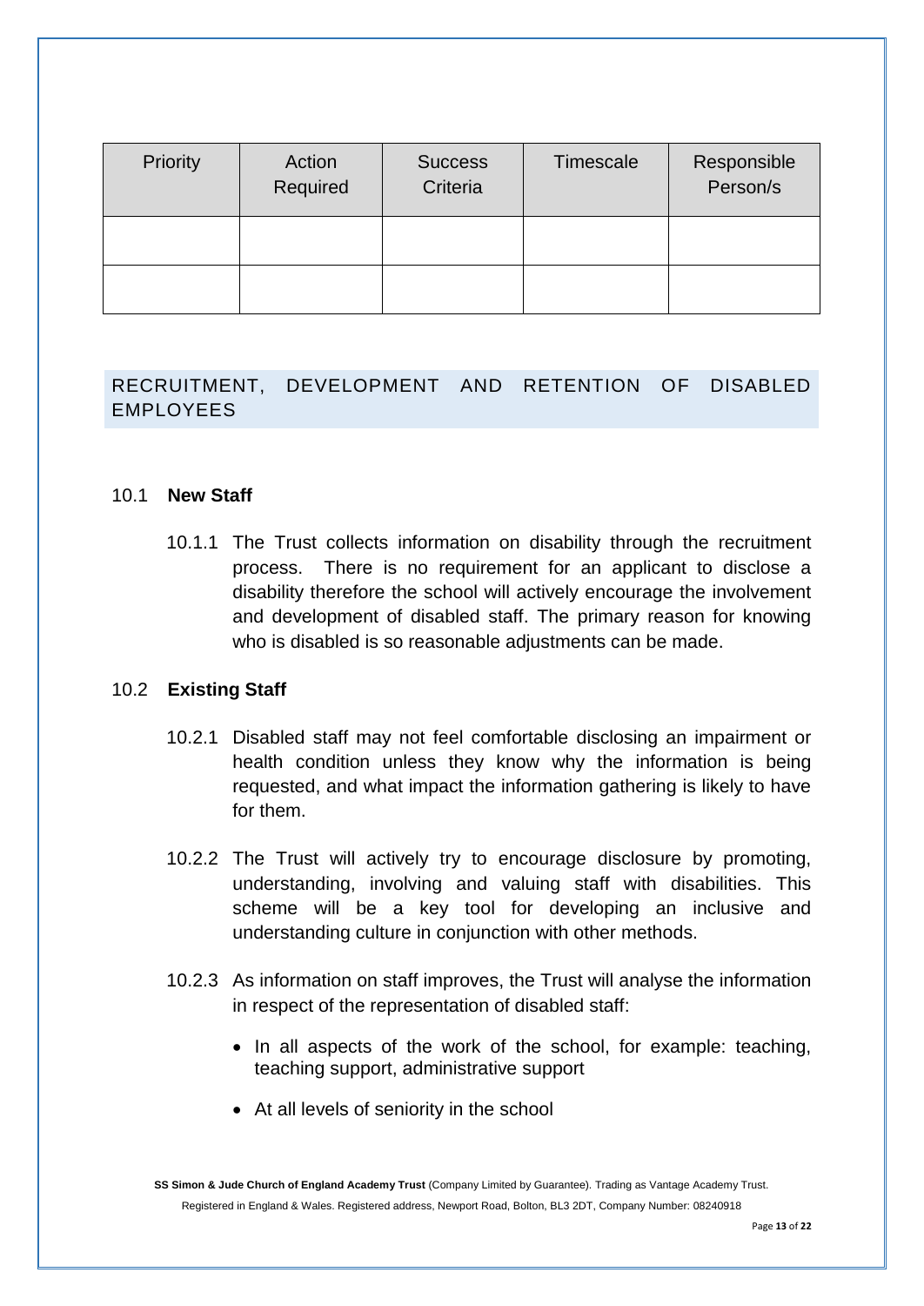| Priority | Action Required | Success Criteria | Timescale | Responsible Person/s |
|---|---|---|---|---|
| | | | | |
| | | | | |

## RECRUITMENT, DEVELOPMENT AND RETENTION OF DISABLED EMPLOYEES

### 10.1 New Staff

10.1.1 The Trust collects information on disability through the recruitment process. There is no requirement for an applicant to disclose a disability therefore the school will actively encourage the involvement and development of disabled staff. The primary reason for knowing who is disabled is so reasonable adjustments can be made.

### 10.2 Existing Staff

10.2.1 Disabled staff may not feel comfortable disclosing an impairment or health condition unless they know why the information is being requested, and what impact the information gathering is likely to have for them.

10.2.2 The Trust will actively try to encourage disclosure by promoting, understanding, involving and valuing staff with disabilities. This scheme will be a key tool for developing an inclusive and understanding culture in conjunction with other methods.

10.2.3 As information on staff improves, the Trust will analyse the information in respect of the representation of disabled staff:

- In all aspects of the work of the school, for example: teaching, teaching support, administrative support
- At all levels of seniority in the school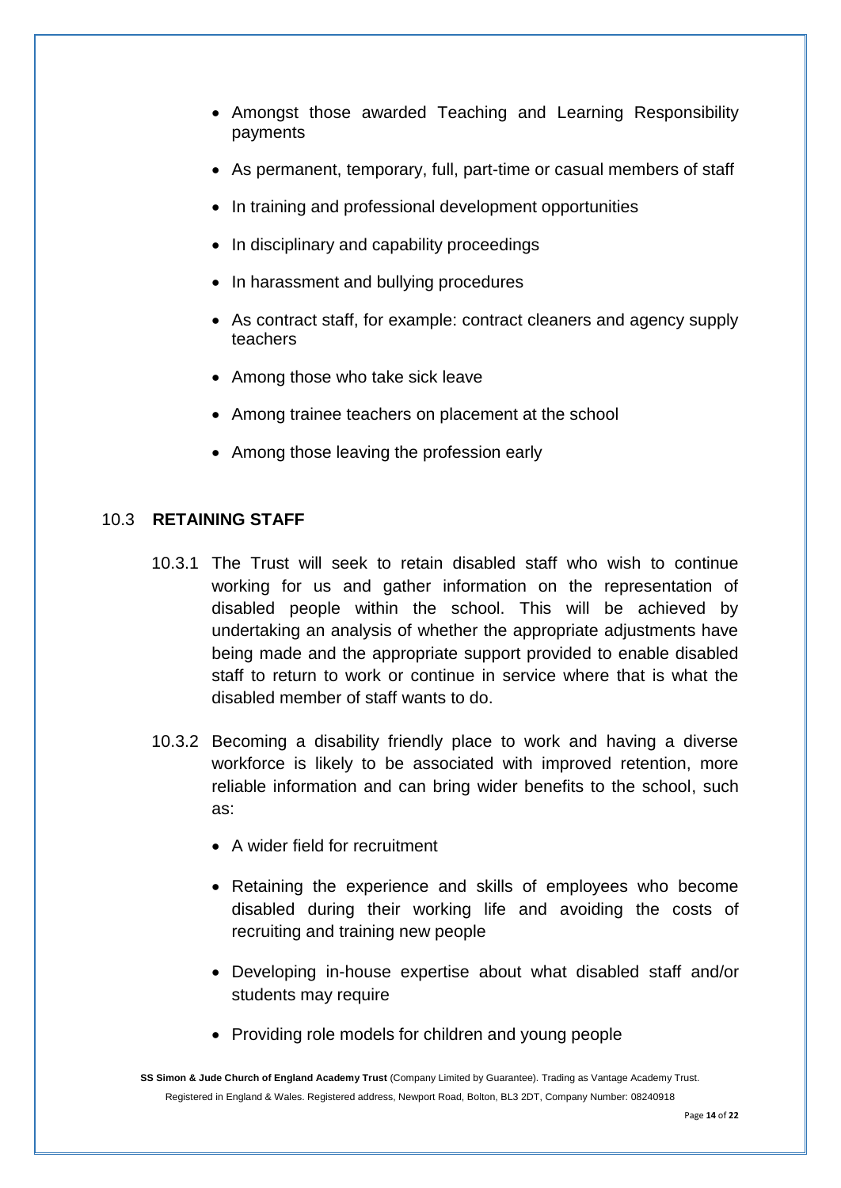- Amongst those awarded Teaching and Learning Responsibility payments
- As permanent, temporary, full, part-time or casual members of staff
- In training and professional development opportunities
- In disciplinary and capability proceedings
- In harassment and bullying procedures
- As contract staff, for example: contract cleaners and agency supply teachers
- Among those who take sick leave
- Among trainee teachers on placement at the school
- Among those leaving the profession early

## 10.3 RETAINING STAFF

10.3.1 The Trust will seek to retain disabled staff who wish to continue working for us and gather information on the representation of disabled people within the school. This will be achieved by undertaking an analysis of whether the appropriate adjustments have being made and the appropriate support provided to enable disabled staff to return to work or continue in service where that is what the disabled member of staff wants to do.

10.3.2 Becoming a disability friendly place to work and having a diverse workforce is likely to be associated with improved retention, more reliable information and can bring wider benefits to the school, such as:

- A wider field for recruitment
- Retaining the experience and skills of employees who become disabled during their working life and avoiding the costs of recruiting and training new people
- Developing in-house expertise about what disabled staff and/or students may require
- Providing role models for children and young people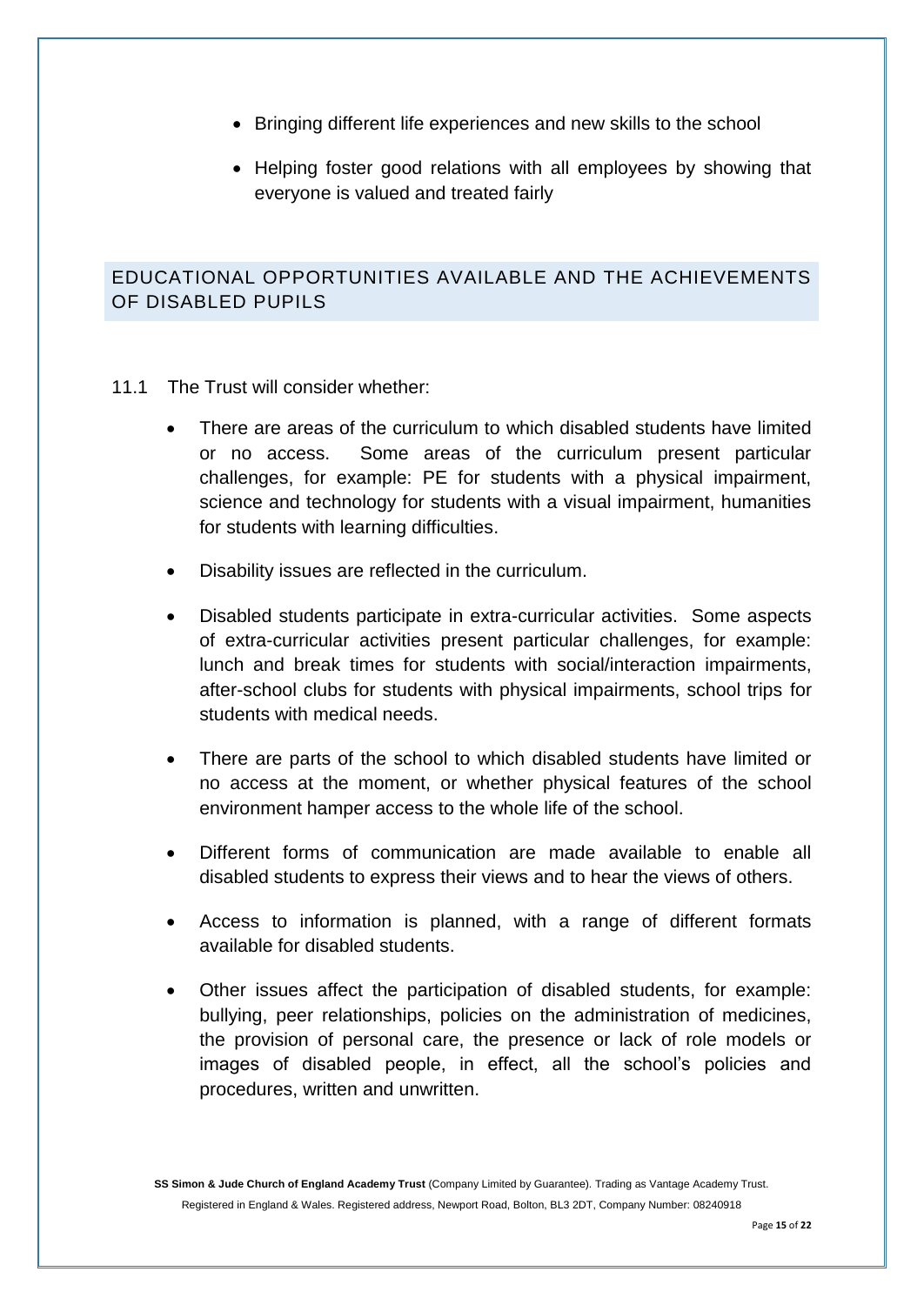- Bringing different life experiences and new skills to the school
- Helping foster good relations with all employees by showing that everyone is valued and treated fairly

## EDUCATIONAL OPPORTUNITIES AVAILABLE AND THE ACHIEVEMENTS OF DISABLED PUPILS

11.1 The Trust will consider whether:

- There are areas of the curriculum to which disabled students have limited or no access. Some areas of the curriculum present particular challenges, for example: PE for students with a physical impairment, science and technology for students with a visual impairment, humanities for students with learning difficulties.
- Disability issues are reflected in the curriculum.
- Disabled students participate in extra-curricular activities. Some aspects of extra-curricular activities present particular challenges, for example: lunch and break times for students with social/interaction impairments, after-school clubs for students with physical impairments, school trips for students with medical needs.
- There are parts of the school to which disabled students have limited or no access at the moment, or whether physical features of the school environment hamper access to the whole life of the school.
- Different forms of communication are made available to enable all disabled students to express their views and to hear the views of others.
- Access to information is planned, with a range of different formats available for disabled students.
- Other issues affect the participation of disabled students, for example: bullying, peer relationships, policies on the administration of medicines, the provision of personal care, the presence or lack of role models or images of disabled people, in effect, all the school's policies and procedures, written and unwritten.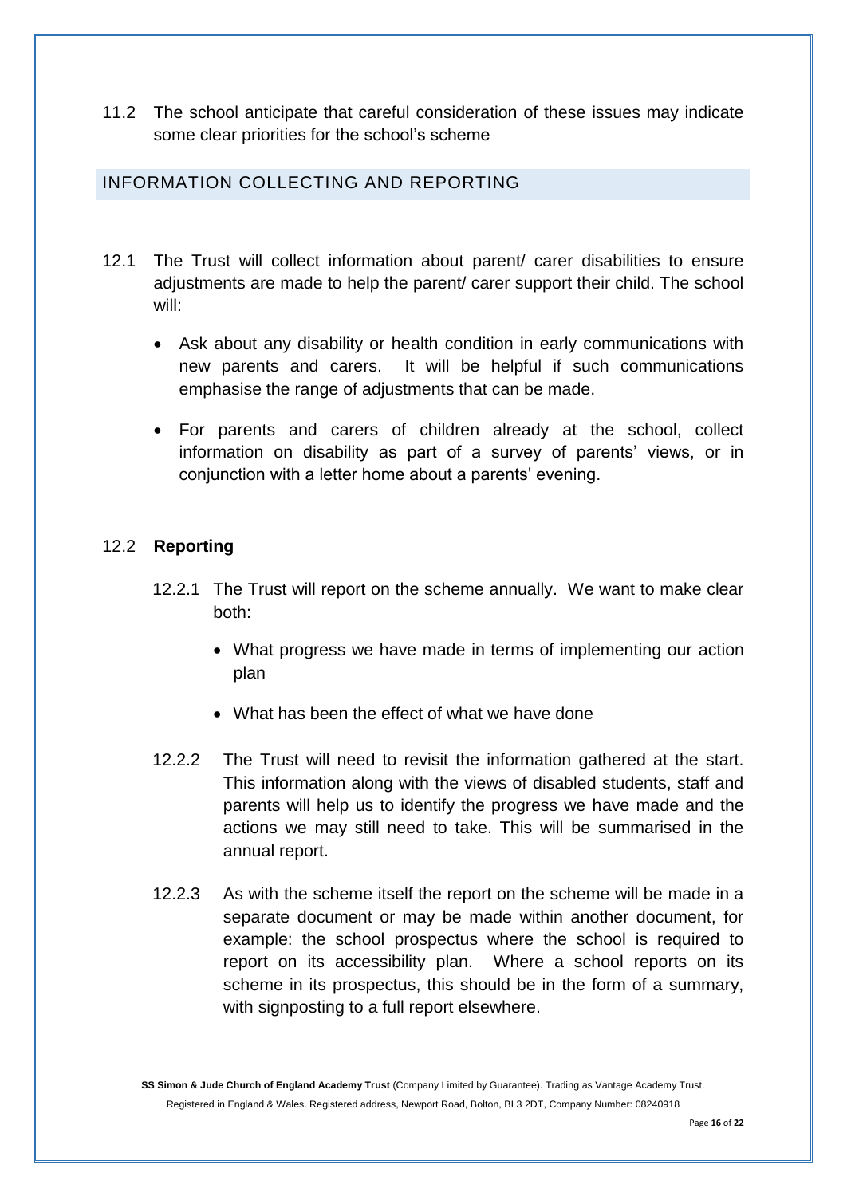11.2 The school anticipate that careful consideration of these issues may indicate some clear priorities for the school's scheme

## INFORMATION COLLECTING AND REPORTING

12.1 The Trust will collect information about parent/ carer disabilities to ensure adjustments are made to help the parent/ carer support their child. The school will:

- Ask about any disability or health condition in early communications with new parents and carers. It will be helpful if such communications emphasise the range of adjustments that can be made.
- For parents and carers of children already at the school, collect information on disability as part of a survey of parents' views, or in conjunction with a letter home about a parents' evening.

### 12.2 **Reporting**

12.2.1 The Trust will report on the scheme annually. We want to make clear both:

- What progress we have made in terms of implementing our action plan
- What has been the effect of what we have done

12.2.2 The Trust will need to revisit the information gathered at the start. This information along with the views of disabled students, staff and parents will help us to identify the progress we have made and the actions we may still need to take. This will be summarised in the annual report.

12.2.3 As with the scheme itself the report on the scheme will be made in a separate document or may be made within another document, for example: the school prospectus where the school is required to report on its accessibility plan. Where a school reports on its scheme in its prospectus, this should be in the form of a summary, with signposting to a full report elsewhere.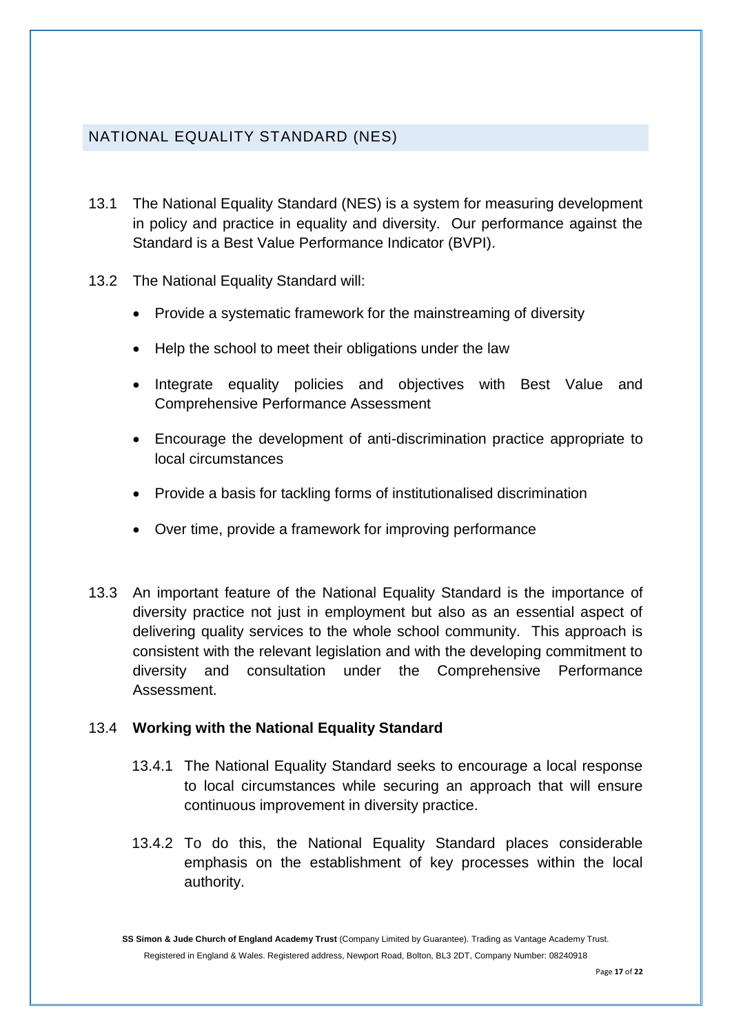## NATIONAL EQUALITY STANDARD (NES)

13.1 The National Equality Standard (NES) is a system for measuring development in policy and practice in equality and diversity. Our performance against the Standard is a Best Value Performance Indicator (BVPI).

13.2 The National Equality Standard will:

- Provide a systematic framework for the mainstreaming of diversity
- Help the school to meet their obligations under the law
- Integrate equality policies and objectives with Best Value and Comprehensive Performance Assessment
- Encourage the development of anti-discrimination practice appropriate to local circumstances
- Provide a basis for tackling forms of institutionalised discrimination
- Over time, provide a framework for improving performance

13.3 An important feature of the National Equality Standard is the importance of diversity practice not just in employment but also as an essential aspect of delivering quality services to the whole school community. This approach is consistent with the relevant legislation and with the developing commitment to diversity and consultation under the Comprehensive Performance Assessment.

13.4 **Working with the National Equality Standard**

13.4.1 The National Equality Standard seeks to encourage a local response to local circumstances while securing an approach that will ensure continuous improvement in diversity practice.

13.4.2 To do this, the National Equality Standard places considerable emphasis on the establishment of key processes within the local authority.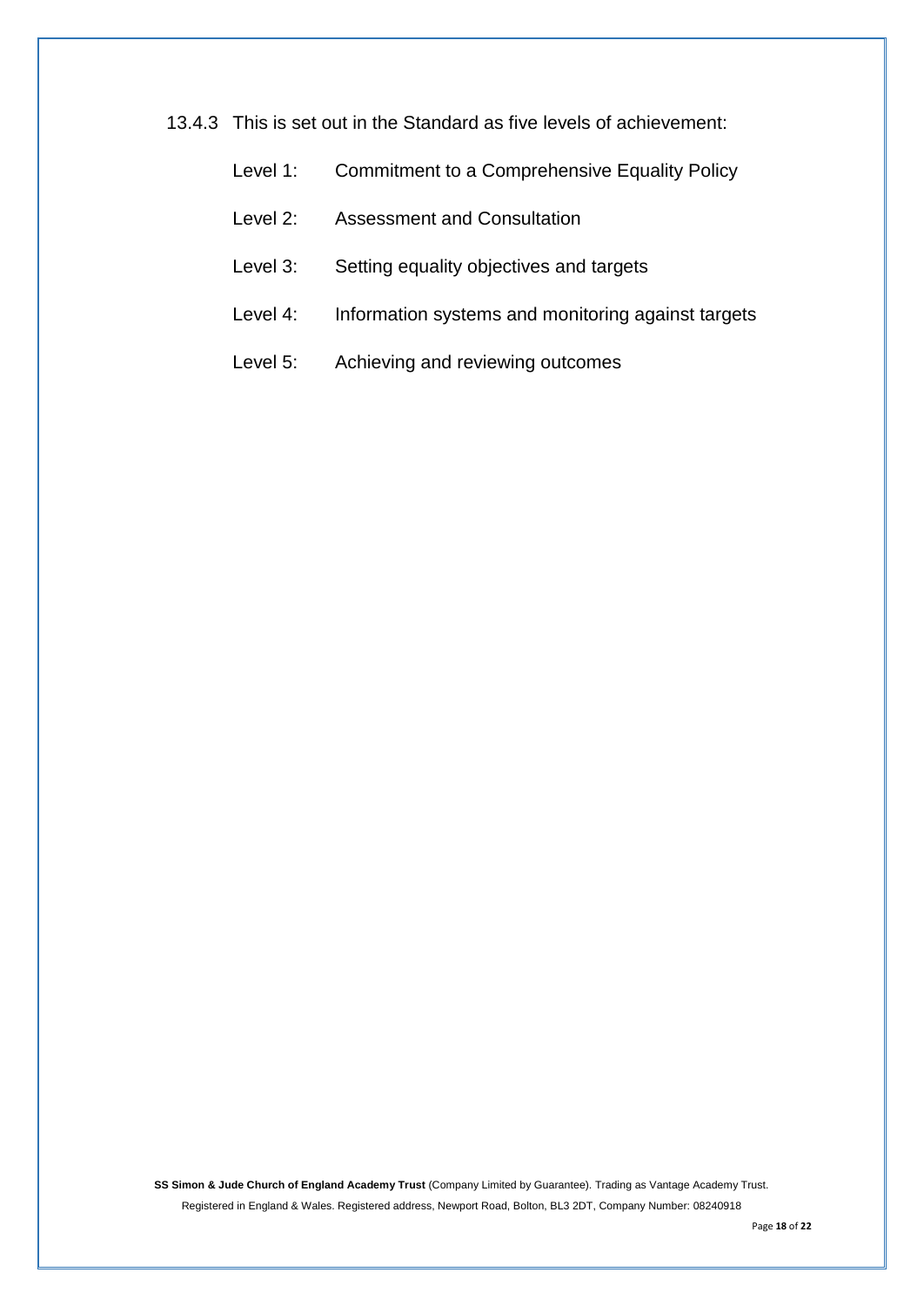13.4.3 This is set out in the Standard as five levels of achievement:

- Level 1: Commitment to a Comprehensive Equality Policy
- Level 2: Assessment and Consultation
- Level 3: Setting equality objectives and targets
- Level 4: Information systems and monitoring against targets
- Level 5: Achieving and reviewing outcomes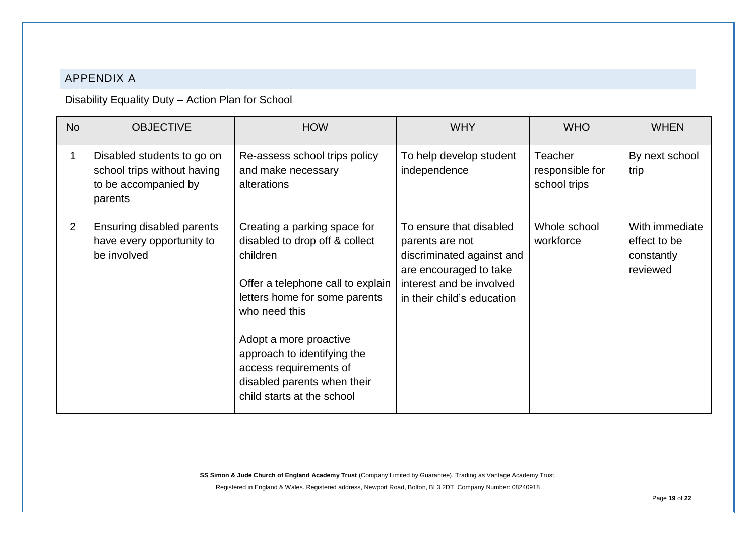## APPENDIX A

Disability Equality Duty – Action Plan for School

| No | OBJECTIVE | HOW | WHY | WHO | WHEN |
|---|---|---|---|---|---|
| 1 | Disabled students to go on school trips without having to be accompanied by parents | Re-assess school trips policy and make necessary alterations | To help develop student independence | Teacher responsible for school trips | By next school trip |
| 2 | Ensuring disabled parents have every opportunity to be involved | Creating a parking space for disabled to drop off & collect children<br><br>Offer a telephone call to explain letters home for some parents who need this<br><br>Adopt a more proactive approach to identifying the access requirements of disabled parents when their child starts at the school | To ensure that disabled parents are not discriminated against and are encouraged to take interest and be involved in their child's education | Whole school workforce | With immediate effect to be constantly reviewed |

**SS Simon & Jude Church of England Academy Trust** (Company Limited by Guarantee). Trading as Vantage Academy Trust.

Registered in England & Wales. Registered address, Newport Road, Bolton, BL3 2DT, Company Number: 08240918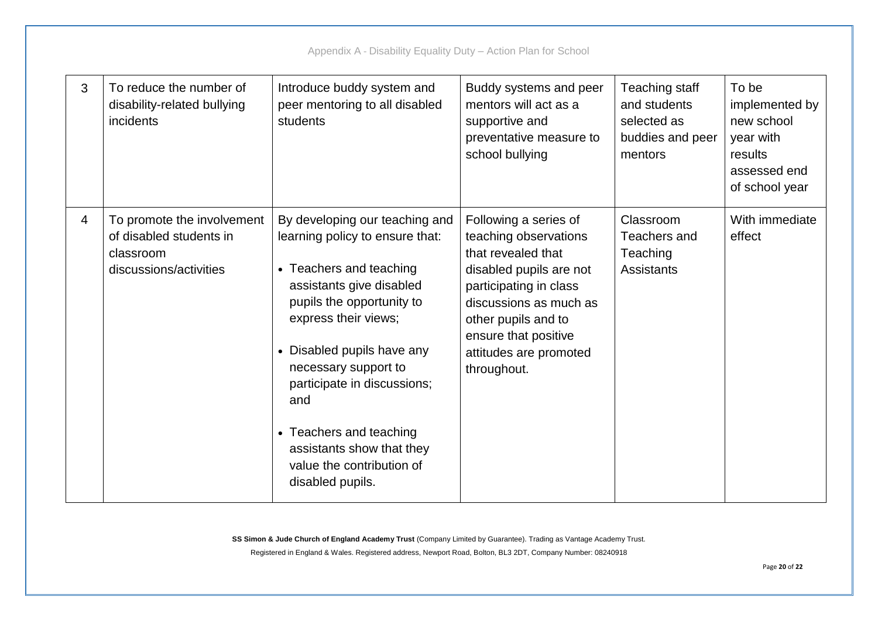| 3 | To reduce the number of disability-related bullying incidents | Introduce buddy system and peer mentoring to all disabled students | Buddy systems and peer mentors will act as a supportive and preventative measure to school bullying | Teaching staff and students selected as buddies and peer mentors | To be implemented by new school year with results assessed end of school year |
|---|---|---|---|---|---|
| 4 | To promote the involvement of disabled students in classroom discussions/activities | By developing our teaching and learning policy to ensure that:<br>• Teachers and teaching assistants give disabled pupils the opportunity to express their views;<br>• Disabled pupils have any necessary support to participate in discussions; and<br>• Teachers and teaching assistants show that they value the contribution of disabled pupils. | Following a series of teaching observations that revealed that disabled pupils are not participating in class discussions as much as other pupils and to ensure that positive attitudes are promoted throughout. | Classroom Teachers and Teaching Assistants | With immediate effect |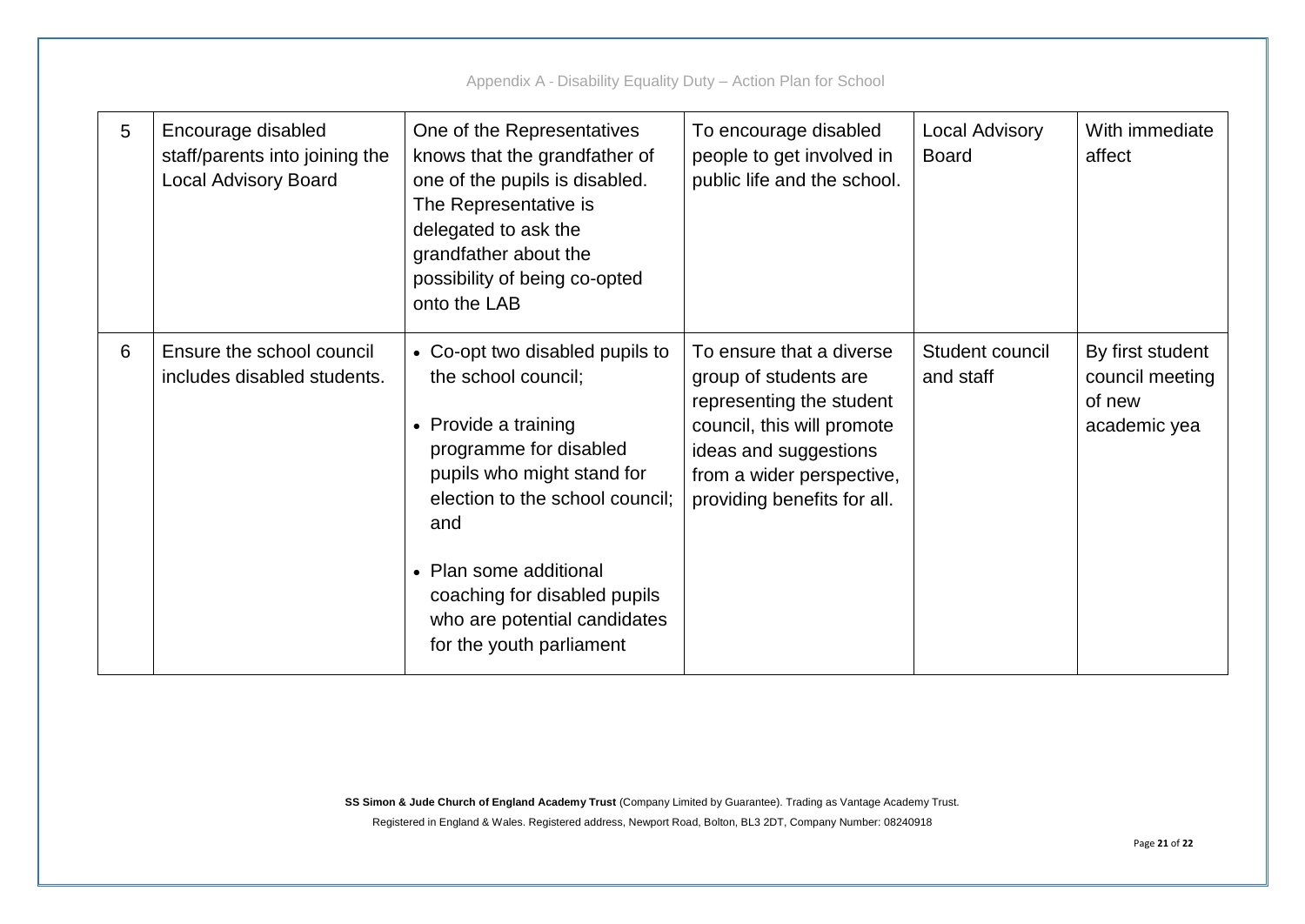| | | | | | |
|---|---|---|---|---|---|
| 5 | Encourage disabled staff/parents into joining the Local Advisory Board | One of the Representatives knows that the grandfather of one of the pupils is disabled. The Representative is delegated to ask the grandfather about the possibility of being co-opted onto the LAB | To encourage disabled people to get involved in public life and the school. | Local Advisory Board | With immediate affect |
| 6 | Ensure the school council includes disabled students. | • Co-opt two disabled pupils to the school council;<br>• Provide a training programme for disabled pupils who might stand for election to the school council; and<br>• Plan some additional coaching for disabled pupils who are potential candidates for the youth parliament | To ensure that a diverse group of students are representing the student council, this will promote ideas and suggestions from a wider perspective, providing benefits for all. | Student council and staff | By first student council meeting of new academic yea |